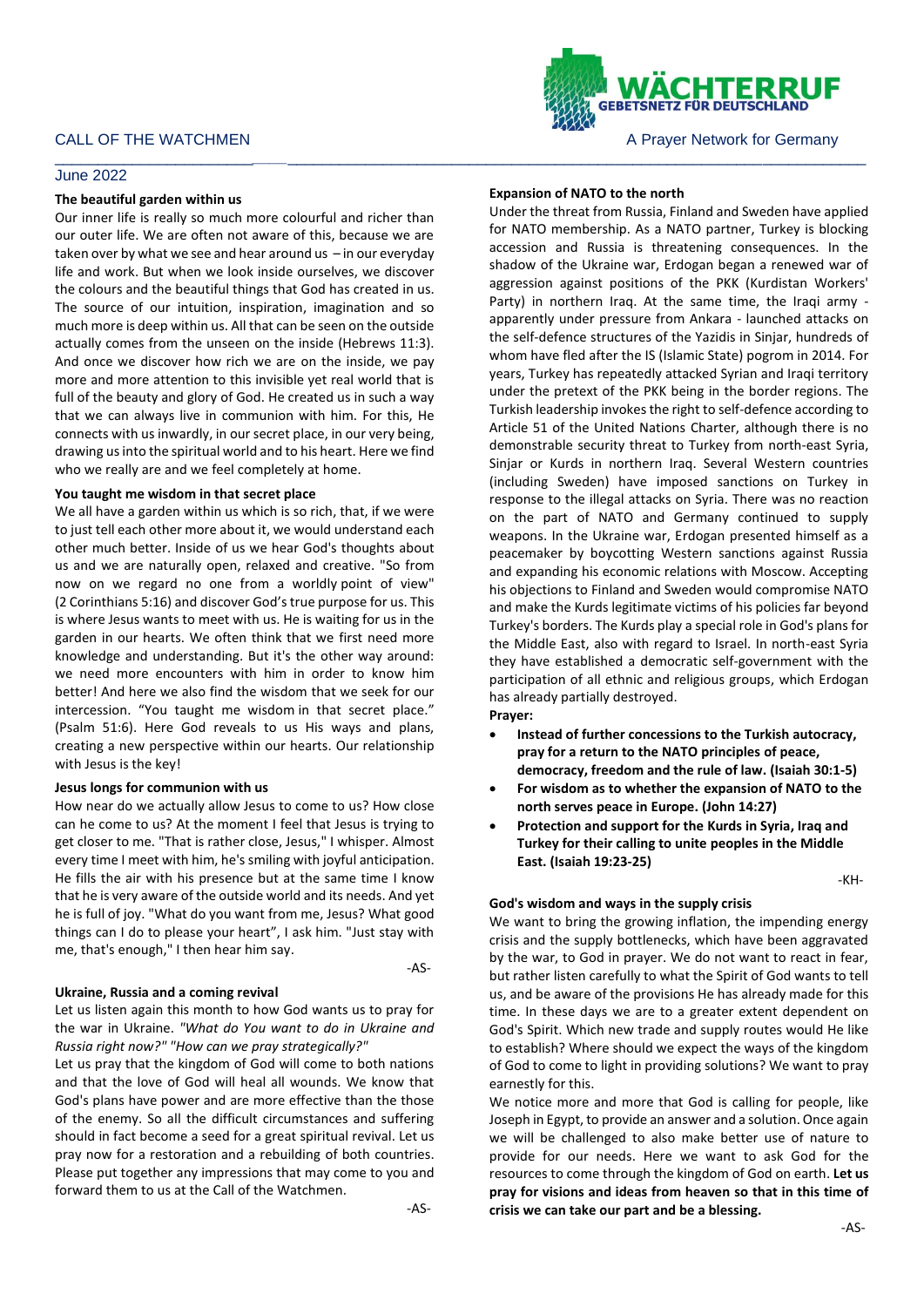CALL OF THE WATCHMEN

WÄCHTERRUF
GEBETSNETZ FÜR DEUTSCHLAND

A Prayer Network for Germany

June 2022

## The beautiful garden within us

Our inner life is really so much more colourful and richer than our outer life. We are often not aware of this, because we are taken over by what we see and hear around us – in our everyday life and work. But when we look inside ourselves, we discover the colours and the beautiful things that God has created in us. The source of our intuition, inspiration, imagination and so much more is deep within us. All that can be seen on the outside actually comes from the unseen on the inside (Hebrews 11:3). And once we discover how rich we are on the inside, we pay more and more attention to this invisible yet real world that is full of the beauty and glory of God. He created us in such a way that we can always live in communion with him. For this, He connects with us inwardly, in our secret place, in our very being, drawing us into the spiritual world and to his heart. Here we find who we really are and we feel completely at home.

## You taught me wisdom in that secret place

We all have a garden within us which is so rich, that, if we were to just tell each other more about it, we would understand each other much better. Inside of us we hear God's thoughts about us and we are naturally open, relaxed and creative. "So from now on we regard no one from a worldly point of view" (2 Corinthians 5:16) and discover God's true purpose for us. This is where Jesus wants to meet with us. He is waiting for us in the garden in our hearts. We often think that we first need more knowledge and understanding. But it's the other way around: we need more encounters with him in order to know him better! And here we also find the wisdom that we seek for our intercession. "You taught me wisdom in that secret place." (Psalm 51:6). Here God reveals to us His ways and plans, creating a new perspective within our hearts. Our relationship with Jesus is the key!

## Jesus longs for communion with us

How near do we actually allow Jesus to come to us? How close can he come to us? At the moment I feel that Jesus is trying to get closer to me. "That is rather close, Jesus," I whisper. Almost every time I meet with him, he's smiling with joyful anticipation. He fills the air with his presence but at the same time I know that he is very aware of the outside world and its needs. And yet he is full of joy. "What do you want from me, Jesus? What good things can I do to please your heart", I ask him. "Just stay with me, that's enough," I then hear him say.

-AS-

## Ukraine, Russia and a coming revival

Let us listen again this month to how God wants us to pray for the war in Ukraine. *"What do You want to do in Ukraine and Russia right now?" "How can we pray strategically?"*

Let us pray that the kingdom of God will come to both nations and that the love of God will heal all wounds. We know that God's plans have power and are more effective than the those of the enemy. So all the difficult circumstances and suffering should in fact become a seed for a great spiritual revival. Let us pray now for a restoration and a rebuilding of both countries. Please put together any impressions that may come to you and forward them to us at the Call of the Watchmen.

-AS-

## Expansion of NATO to the north

Under the threat from Russia, Finland and Sweden have applied for NATO membership. As a NATO partner, Turkey is blocking accession and Russia is threatening consequences. In the shadow of the Ukraine war, Erdogan began a renewed war of aggression against positions of the PKK (Kurdistan Workers' Party) in northern Iraq. At the same time, the Iraqi army - apparently under pressure from Ankara - launched attacks on the self-defence structures of the Yazidis in Sinjar, hundreds of whom have fled after the IS (Islamic State) pogrom in 2014. For years, Turkey has repeatedly attacked Syrian and Iraqi territory under the pretext of the PKK being in the border regions. The Turkish leadership invokes the right to self-defence according to Article 51 of the United Nations Charter, although there is no demonstrable security threat to Turkey from north-east Syria, Sinjar or Kurds in northern Iraq. Several Western countries (including Sweden) have imposed sanctions on Turkey in response to the illegal attacks on Syria. There was no reaction on the part of NATO and Germany continued to supply weapons. In the Ukraine war, Erdogan presented himself as a peacemaker by boycotting Western sanctions against Russia and expanding his economic relations with Moscow. Accepting his objections to Finland and Sweden would compromise NATO and make the Kurds legitimate victims of his policies far beyond Turkey's borders. The Kurds play a special role in God's plans for the Middle East, also with regard to Israel. In north-east Syria they have established a democratic self-government with the participation of all ethnic and religious groups, which Erdogan has already partially destroyed.

**Prayer:**

- **Instead of further concessions to the Turkish autocracy, pray for a return to the NATO principles of peace, democracy, freedom and the rule of law. (Isaiah 30:1-5)**
- **For wisdom as to whether the expansion of NATO to the north serves peace in Europe. (John 14:27)**
- **Protection and support for the Kurds in Syria, Iraq and Turkey for their calling to unite peoples in the Middle East. (Isaiah 19:23-25)**

-KH-

## God's wisdom and ways in the supply crisis

We want to bring the growing inflation, the impending energy crisis and the supply bottlenecks, which have been aggravated by the war, to God in prayer. We do not want to react in fear, but rather listen carefully to what the Spirit of God wants to tell us, and be aware of the provisions He has already made for this time. In these days we are to a greater extent dependent on God's Spirit. Which new trade and supply routes would He like to establish? Where should we expect the ways of the kingdom of God to come to light in providing solutions? We want to pray earnestly for this.

We notice more and more that God is calling for people, like Joseph in Egypt, to provide an answer and a solution. Once again we will be challenged to also make better use of nature to provide for our needs. Here we want to ask God for the resources to come through the kingdom of God on earth. **Let us pray for visions and ideas from heaven so that in this time of crisis we can take our part and be a blessing.**

-AS-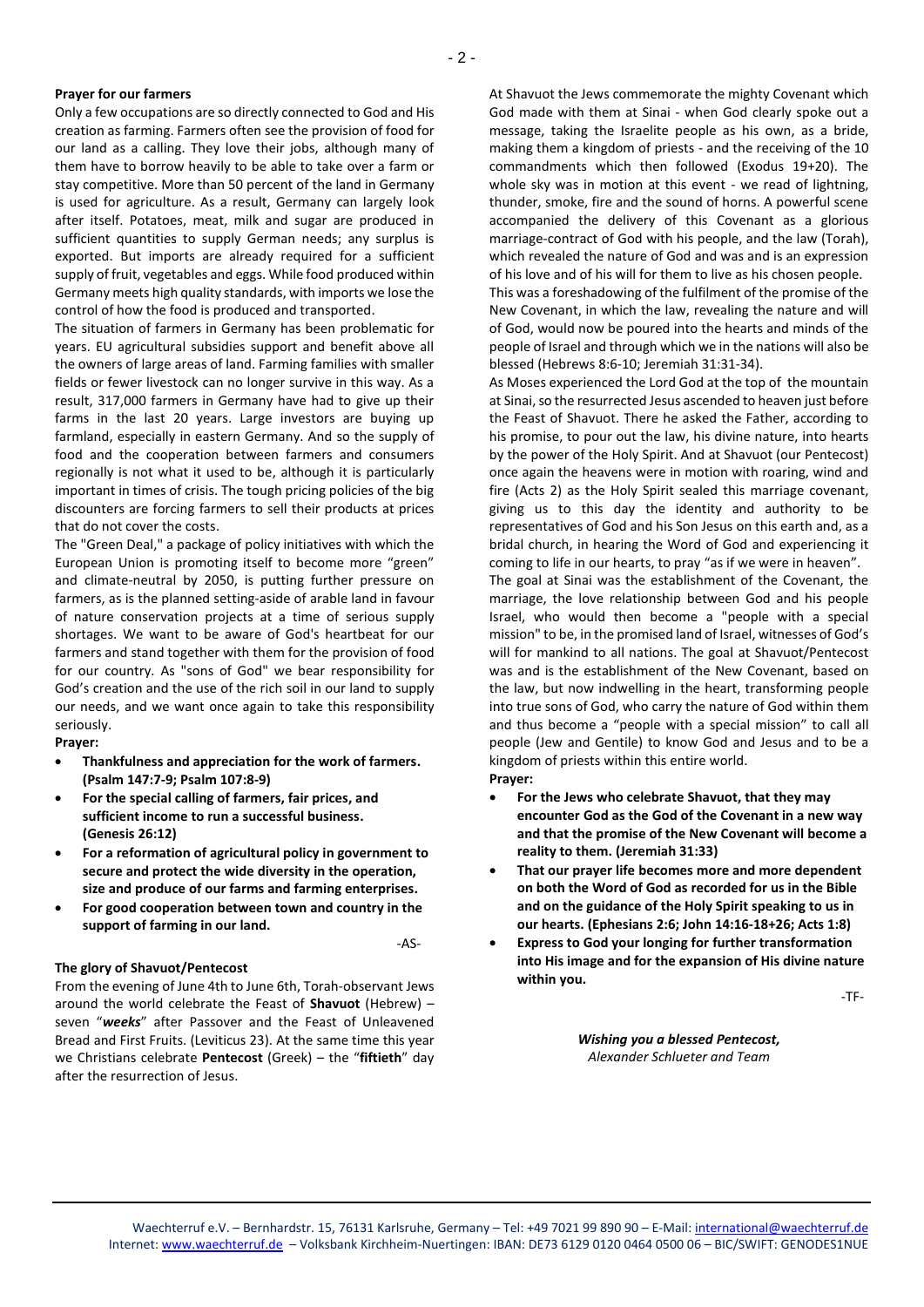**Prayer for our farmers**

Only a few occupations are so directly connected to God and His creation as farming. Farmers often see the provision of food for our land as a calling. They love their jobs, although many of them have to borrow heavily to be able to take over a farm or stay competitive. More than 50 percent of the land in Germany is used for agriculture. As a result, Germany can largely look after itself. Potatoes, meat, milk and sugar are produced in sufficient quantities to supply German needs; any surplus is exported. But imports are already required for a sufficient supply of fruit, vegetables and eggs. While food produced within Germany meets high quality standards, with imports we lose the control of how the food is produced and transported.

The situation of farmers in Germany has been problematic for years. EU agricultural subsidies support and benefit above all the owners of large areas of land. Farming families with smaller fields or fewer livestock can no longer survive in this way. As a result, 317,000 farmers in Germany have had to give up their farms in the last 20 years. Large investors are buying up farmland, especially in eastern Germany. And so the supply of food and the cooperation between farmers and consumers regionally is not what it used to be, although it is particularly important in times of crisis. The tough pricing policies of the big discounters are forcing farmers to sell their products at prices that do not cover the costs.

The "Green Deal," a package of policy initiatives with which the European Union is promoting itself to become more "green" and climate-neutral by 2050, is putting further pressure on farmers, as is the planned setting-aside of arable land in favour of nature conservation projects at a time of serious supply shortages. We want to be aware of God's heartbeat for our farmers and stand together with them for the provision of food for our country. As "sons of God" we bear responsibility for God's creation and the use of the rich soil in our land to supply our needs, and we want once again to take this responsibility seriously.

**Prayer:**

- **Thankfulness and appreciation for the work of farmers. (Psalm 147:7-9; Psalm 107:8-9)**
- **For the special calling of farmers, fair prices, and sufficient income to run a successful business. (Genesis 26:12)**
- **For a reformation of agricultural policy in government to secure and protect the wide diversity in the operation, size and produce of our farms and farming enterprises.**
- **For good cooperation between town and country in the support of farming in our land.**

-AS-

**The glory of Shavuot/Pentecost**

From the evening of June 4th to June 6th, Torah-observant Jews around the world celebrate the Feast of **Shavuot** (Hebrew) – seven "***weeks***" after Passover and the Feast of Unleavened Bread and First Fruits. (Leviticus 23). At the same time this year we Christians celebrate **Pentecost** (Greek) – the "**fiftieth**" day after the resurrection of Jesus.

At Shavuot the Jews commemorate the mighty Covenant which God made with them at Sinai - when God clearly spoke out a message, taking the Israelite people as his own, as a bride, making them a kingdom of priests - and the receiving of the 10 commandments which then followed (Exodus 19+20). The whole sky was in motion at this event - we read of lightning, thunder, smoke, fire and the sound of horns. A powerful scene accompanied the delivery of this Covenant as a glorious marriage-contract of God with his people, and the law (Torah), which revealed the nature of God and was and is an expression of his love and of his will for them to live as his chosen people.

This was a foreshadowing of the fulfilment of the promise of the New Covenant, in which the law, revealing the nature and will of God, would now be poured into the hearts and minds of the people of Israel and through which we in the nations will also be blessed (Hebrews 8:6-10; Jeremiah 31:31-34).

As Moses experienced the Lord God at the top of the mountain at Sinai, so the resurrected Jesus ascended to heaven just before the Feast of Shavuot. There he asked the Father, according to his promise, to pour out the law, his divine nature, into hearts by the power of the Holy Spirit. And at Shavuot (our Pentecost) once again the heavens were in motion with roaring, wind and fire (Acts 2) as the Holy Spirit sealed this marriage covenant, giving us to this day the identity and authority to be representatives of God and his Son Jesus on this earth and, as a bridal church, in hearing the Word of God and experiencing it coming to life in our hearts, to pray "as if we were in heaven".

The goal at Sinai was the establishment of the Covenant, the marriage, the love relationship between God and his people Israel, who would then become a "people with a special mission" to be, in the promised land of Israel, witnesses of God's will for mankind to all nations. The goal at Shavuot/Pentecost was and is the establishment of the New Covenant, based on the law, but now indwelling in the heart, transforming people into true sons of God, who carry the nature of God within them and thus become a "people with a special mission" to call all people (Jew and Gentile) to know God and Jesus and to be a kingdom of priests within this entire world.

**Prayer:**

- **For the Jews who celebrate Shavuot, that they may encounter God as the God of the Covenant in a new way and that the promise of the New Covenant will become a reality to them. (Jeremiah 31:33)**
- **That our prayer life becomes more and more dependent on both the Word of God as recorded for us in the Bible and on the guidance of the Holy Spirit speaking to us in our hearts. (Ephesians 2:6; John 14:16-18+26; Acts 1:8)**
- **Express to God your longing for further transformation into His image and for the expansion of His divine nature within you.**

-TF-

***Wishing you a blessed Pentecost,***
*Alexander Schlueter and Team*

Waechterruf e.V. – Bernhardstr. 15, 76131 Karlsruhe, Germany – Tel: +49 7021 99 890 90 – E-Mail: international@waechterruf.de
Internet: www.waechterruf.de – Volksbank Kirchheim-Nuertingen: IBAN: DE73 6129 0120 0464 0500 06 – BIC/SWIFT: GENODES1NUE